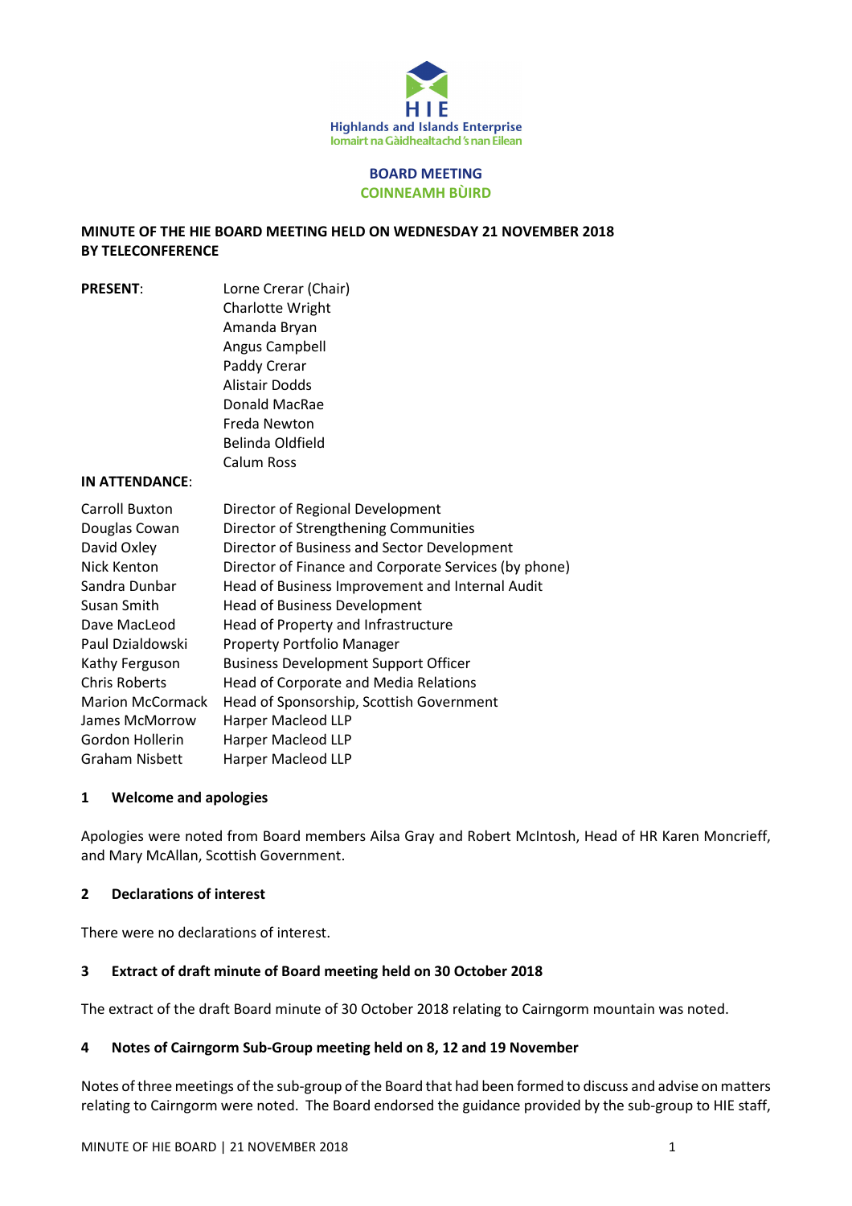HIE
Highlands and Islands Enterprise
Iomairt na Gàidhealtachd 's nan Eilean

**BOARD MEETING**
**COINNEAMH BÙIRD**

**MINUTE OF THE HIE BOARD MEETING HELD ON WEDNESDAY 21 NOVEMBER 2018 BY TELECONFERENCE**

| | |
|---|---|
| **PRESENT**: | Lorne Crerar (Chair) |
| | Charlotte Wright |
| | Amanda Bryan |
| | Angus Campbell |
| | Paddy Crerar |
| | Alistair Dodds |
| | Donald MacRae |
| | Freda Newton |
| | Belinda Oldfield |
| | Calum Ross |

**IN ATTENDANCE**:

| | |
|---|---|
| Carroll Buxton | Director of Regional Development |
| Douglas Cowan | Director of Strengthening Communities |
| David Oxley | Director of Business and Sector Development |
| Nick Kenton | Director of Finance and Corporate Services (by phone) |
| Sandra Dunbar | Head of Business Improvement and Internal Audit |
| Susan Smith | Head of Business Development |
| Dave MacLeod | Head of Property and Infrastructure |
| Paul Dzialdowski | Property Portfolio Manager |
| Kathy Ferguson | Business Development Support Officer |
| Chris Roberts | Head of Corporate and Media Relations |
| Marion McCormack | Head of Sponsorship, Scottish Government |
| James McMorrow | Harper Macleod LLP |
| Gordon Hollerin | Harper Macleod LLP |
| Graham Nisbett | Harper Macleod LLP |

## 1 Welcome and apologies

Apologies were noted from Board members Ailsa Gray and Robert McIntosh, Head of HR Karen Moncrieff, and Mary McAllan, Scottish Government.

## 2 Declarations of interest

There were no declarations of interest.

## 3 Extract of draft minute of Board meeting held on 30 October 2018

The extract of the draft Board minute of 30 October 2018 relating to Cairngorm mountain was noted.

## 4 Notes of Cairngorm Sub-Group meeting held on 8, 12 and 19 November

Notes of three meetings of the sub-group of the Board that had been formed to discuss and advise on matters relating to Cairngorm were noted. The Board endorsed the guidance provided by the sub-group to HIE staff,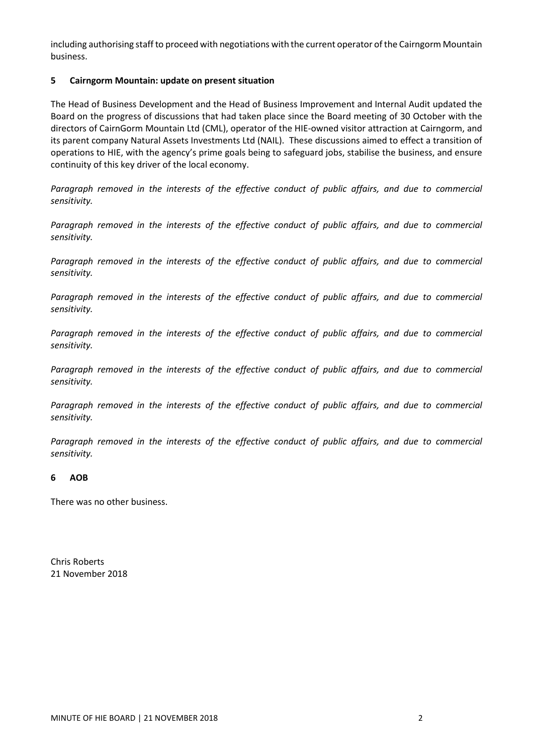including authorising staff to proceed with negotiations with the current operator of the Cairngorm Mountain business.

## 5 Cairngorm Mountain: update on present situation

The Head of Business Development and the Head of Business Improvement and Internal Audit updated the Board on the progress of discussions that had taken place since the Board meeting of 30 October with the directors of CairnGorm Mountain Ltd (CML), operator of the HIE-owned visitor attraction at Cairngorm, and its parent company Natural Assets Investments Ltd (NAIL). These discussions aimed to effect a transition of operations to HIE, with the agency's prime goals being to safeguard jobs, stabilise the business, and ensure continuity of this key driver of the local economy.

*Paragraph removed in the interests of the effective conduct of public affairs, and due to commercial sensitivity.*

*Paragraph removed in the interests of the effective conduct of public affairs, and due to commercial sensitivity.*

*Paragraph removed in the interests of the effective conduct of public affairs, and due to commercial sensitivity.*

*Paragraph removed in the interests of the effective conduct of public affairs, and due to commercial sensitivity.*

*Paragraph removed in the interests of the effective conduct of public affairs, and due to commercial sensitivity.*

*Paragraph removed in the interests of the effective conduct of public affairs, and due to commercial sensitivity.*

*Paragraph removed in the interests of the effective conduct of public affairs, and due to commercial sensitivity.*

*Paragraph removed in the interests of the effective conduct of public affairs, and due to commercial sensitivity.*

## 6 AOB

There was no other business.

Chris Roberts
21 November 2018